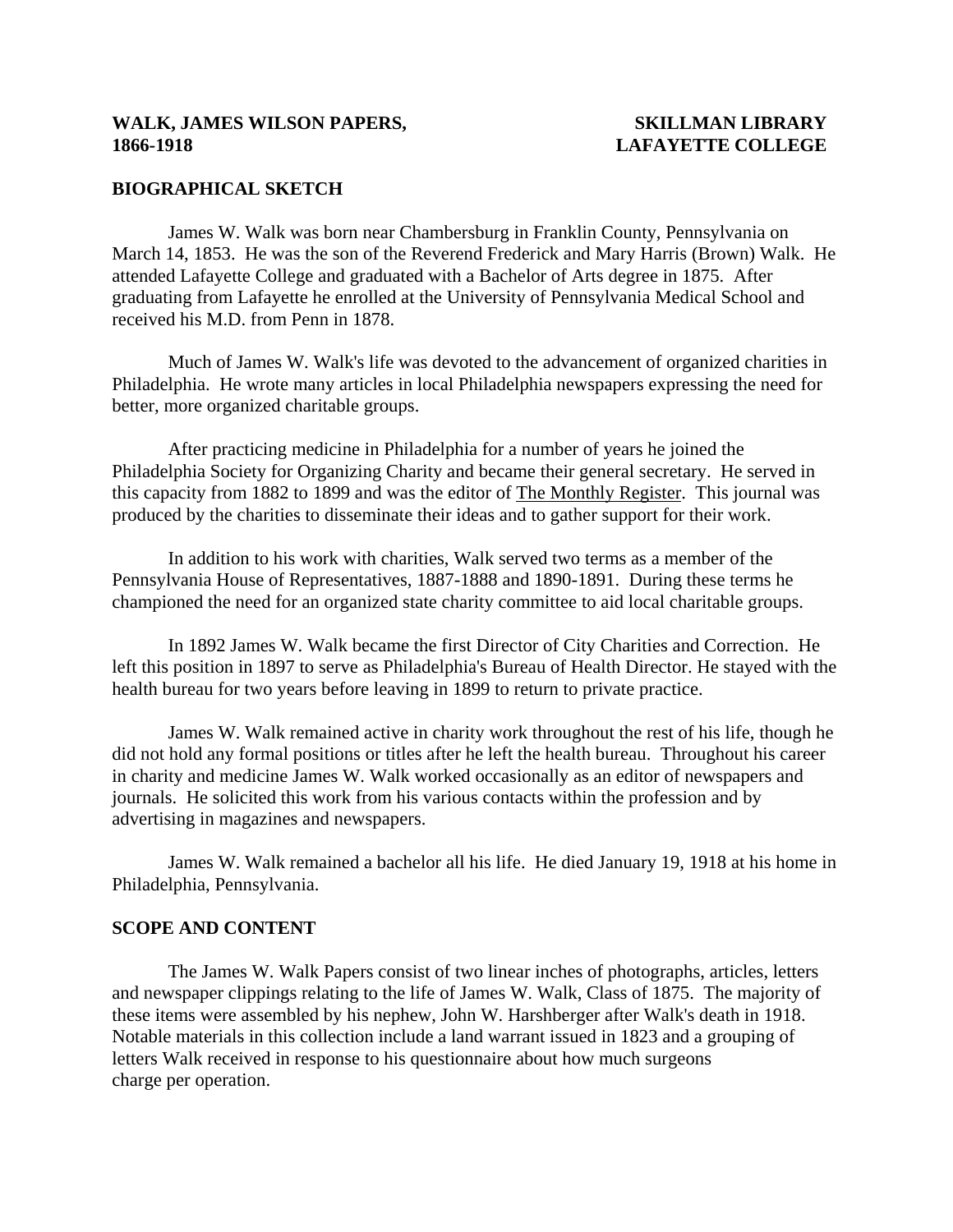**WALK, JAMES WILSON PAPERS, 1866-1918**

**SKILLMAN LIBRARY LAFAYETTE COLLEGE**

## BIOGRAPHICAL SKETCH

James W. Walk was born near Chambersburg in Franklin County, Pennsylvania on March 14, 1853. He was the son of the Reverend Frederick and Mary Harris (Brown) Walk. He attended Lafayette College and graduated with a Bachelor of Arts degree in 1875. After graduating from Lafayette he enrolled at the University of Pennsylvania Medical School and received his M.D. from Penn in 1878.

Much of James W. Walk's life was devoted to the advancement of organized charities in Philadelphia. He wrote many articles in local Philadelphia newspapers expressing the need for better, more organized charitable groups.

After practicing medicine in Philadelphia for a number of years he joined the Philadelphia Society for Organizing Charity and became their general secretary. He served in this capacity from 1882 to 1899 and was the editor of The Monthly Register. This journal was produced by the charities to disseminate their ideas and to gather support for their work.

In addition to his work with charities, Walk served two terms as a member of the Pennsylvania House of Representatives, 1887-1888 and 1890-1891. During these terms he championed the need for an organized state charity committee to aid local charitable groups.

In 1892 James W. Walk became the first Director of City Charities and Correction. He left this position in 1897 to serve as Philadelphia's Bureau of Health Director. He stayed with the health bureau for two years before leaving in 1899 to return to private practice.

James W. Walk remained active in charity work throughout the rest of his life, though he did not hold any formal positions or titles after he left the health bureau. Throughout his career in charity and medicine James W. Walk worked occasionally as an editor of newspapers and journals. He solicited this work from his various contacts within the profession and by advertising in magazines and newspapers.

James W. Walk remained a bachelor all his life. He died January 19, 1918 at his home in Philadelphia, Pennsylvania.

## SCOPE AND CONTENT

The James W. Walk Papers consist of two linear inches of photographs, articles, letters and newspaper clippings relating to the life of James W. Walk, Class of 1875. The majority of these items were assembled by his nephew, John W. Harshberger after Walk's death in 1918. Notable materials in this collection include a land warrant issued in 1823 and a grouping of letters Walk received in response to his questionnaire about how much surgeons charge per operation.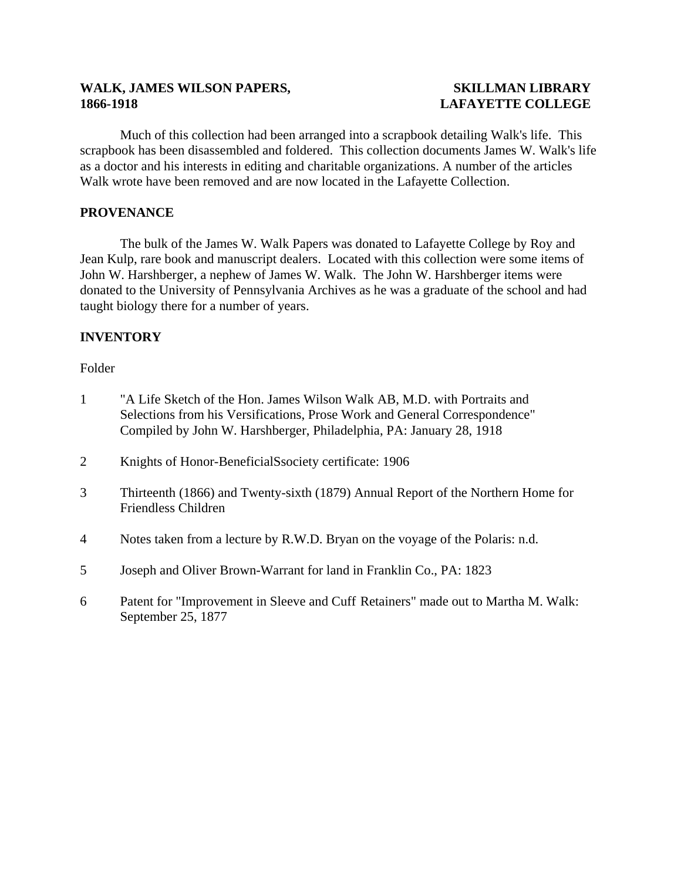**WALK, JAMES WILSON PAPERS, 1866-1918** | **SKILLMAN LIBRARY LAFAYETTE COLLEGE**

Much of this collection had been arranged into a scrapbook detailing Walk's life. This scrapbook has been disassembled and foldered. This collection documents James W. Walk's life as a doctor and his interests in editing and charitable organizations. A number of the articles Walk wrote have been removed and are now located in the Lafayette Collection.

## PROVENANCE

The bulk of the James W. Walk Papers was donated to Lafayette College by Roy and Jean Kulp, rare book and manuscript dealers. Located with this collection were some items of John W. Harshberger, a nephew of James W. Walk. The John W. Harshberger items were donated to the University of Pennsylvania Archives as he was a graduate of the school and had taught biology there for a number of years.

## INVENTORY

| Folder | |
|---|---|
| 1 | "A Life Sketch of the Hon. James Wilson Walk AB, M.D. with Portraits and Selections from his Versifications, Prose Work and General Correspondence" Compiled by John W. Harshberger, Philadelphia, PA: January 28, 1918 |
| 2 | Knights of Honor-BeneficialSsociety certificate: 1906 |
| 3 | Thirteenth (1866) and Twenty-sixth (1879) Annual Report of the Northern Home for Friendless Children |
| 4 | Notes taken from a lecture by R.W.D. Bryan on the voyage of the Polaris: n.d. |
| 5 | Joseph and Oliver Brown-Warrant for land in Franklin Co., PA: 1823 |
| 6 | Patent for "Improvement in Sleeve and Cuff Retainers" made out to Martha M. Walk: September 25, 1877 |